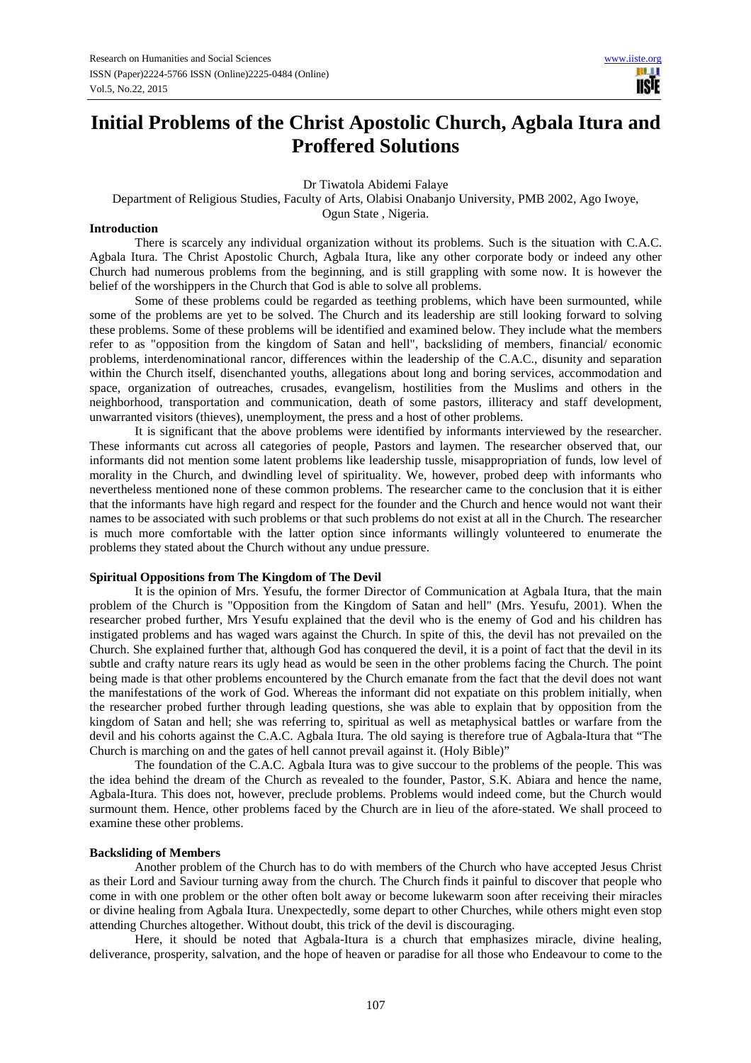# Initial Problems of the Christ Apostolic Church, Agbala Itura and Proffered Solutions

Dr Tiwatola Abidemi Falaye

Department of Religious Studies, Faculty of Arts, Olabisi Onabanjo University, PMB 2002, Ago Iwoye, Ogun State , Nigeria.

## Introduction

There is scarcely any individual organization without its problems. Such is the situation with C.A.C. Agbala Itura. The Christ Apostolic Church, Agbala Itura, like any other corporate body or indeed any other Church had numerous problems from the beginning, and is still grappling with some now. It is however the belief of the worshippers in the Church that God is able to solve all problems.

Some of these problems could be regarded as teething problems, which have been surmounted, while some of the problems are yet to be solved. The Church and its leadership are still looking forward to solving these problems. Some of these problems will be identified and examined below. They include what the members refer to as "opposition from the kingdom of Satan and hell", backsliding of members, financial/ economic problems, interdenominational rancor, differences within the leadership of the C.A.C., disunity and separation within the Church itself, disenchanted youths, allegations about long and boring services, accommodation and space, organization of outreaches, crusades, evangelism, hostilities from the Muslims and others in the neighborhood, transportation and communication, death of some pastors, illiteracy and staff development, unwarranted visitors (thieves), unemployment, the press and a host of other problems.

It is significant that the above problems were identified by informants interviewed by the researcher. These informants cut across all categories of people, Pastors and laymen. The researcher observed that, our informants did not mention some latent problems like leadership tussle, misappropriation of funds, low level of morality in the Church, and dwindling level of spirituality. We, however, probed deep with informants who nevertheless mentioned none of these common problems. The researcher came to the conclusion that it is either that the informants have high regard and respect for the founder and the Church and hence would not want their names to be associated with such problems or that such problems do not exist at all in the Church. The researcher is much more comfortable with the latter option since informants willingly volunteered to enumerate the problems they stated about the Church without any undue pressure.

## Spiritual Oppositions from The Kingdom of The Devil

It is the opinion of Mrs. Yesufu, the former Director of Communication at Agbala Itura, that the main problem of the Church is "Opposition from the Kingdom of Satan and hell" (Mrs. Yesufu, 2001). When the researcher probed further, Mrs Yesufu explained that the devil who is the enemy of God and his children has instigated problems and has waged wars against the Church. In spite of this, the devil has not prevailed on the Church. She explained further that, although God has conquered the devil, it is a point of fact that the devil in its subtle and crafty nature rears its ugly head as would be seen in the other problems facing the Church. The point being made is that other problems encountered by the Church emanate from the fact that the devil does not want the manifestations of the work of God. Whereas the informant did not expatiate on this problem initially, when the researcher probed further through leading questions, she was able to explain that by opposition from the kingdom of Satan and hell; she was referring to, spiritual as well as metaphysical battles or warfare from the devil and his cohorts against the C.A.C. Agbala Itura. The old saying is therefore true of Agbala-Itura that "The Church is marching on and the gates of hell cannot prevail against it. (Holy Bible)"

The foundation of the C.A.C. Agbala Itura was to give succour to the problems of the people. This was the idea behind the dream of the Church as revealed to the founder, Pastor, S.K. Abiara and hence the name, Agbala-Itura. This does not, however, preclude problems. Problems would indeed come, but the Church would surmount them. Hence, other problems faced by the Church are in lieu of the afore-stated. We shall proceed to examine these other problems.

## Backsliding of Members

Another problem of the Church has to do with members of the Church who have accepted Jesus Christ as their Lord and Saviour turning away from the church. The Church finds it painful to discover that people who come in with one problem or the other often bolt away or become lukewarm soon after receiving their miracles or divine healing from Agbala Itura. Unexpectedly, some depart to other Churches, while others might even stop attending Churches altogether. Without doubt, this trick of the devil is discouraging.

Here, it should be noted that Agbala-Itura is a church that emphasizes miracle, divine healing, deliverance, prosperity, salvation, and the hope of heaven or paradise for all those who Endeavour to come to the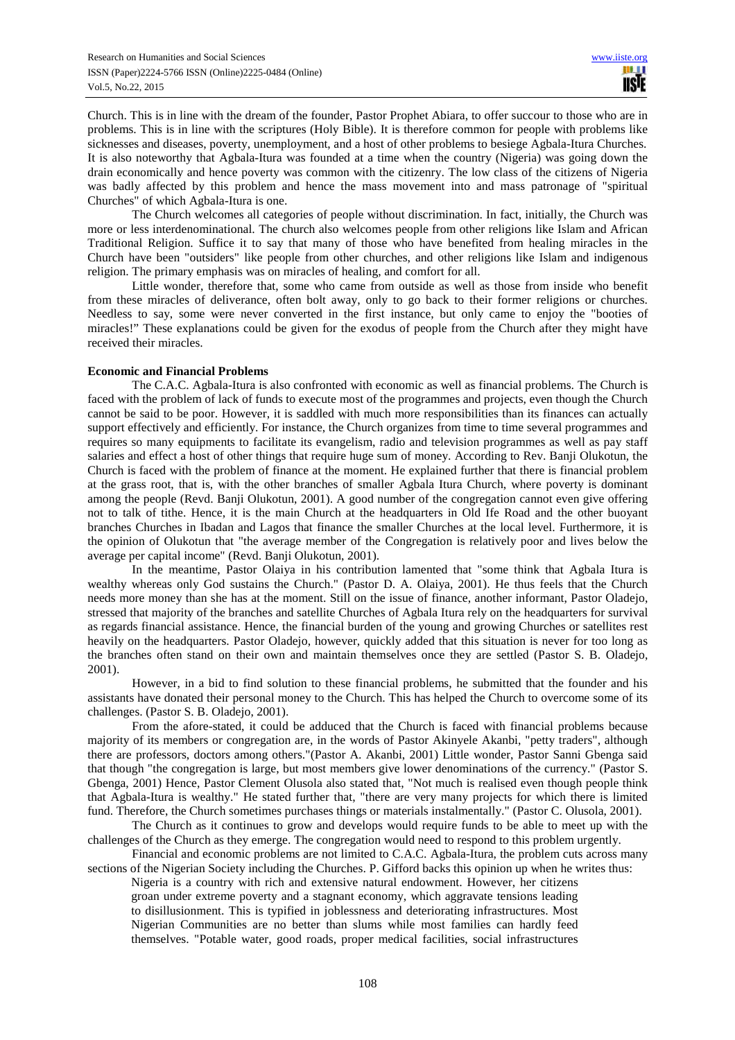Church. This is in line with the dream of the founder, Pastor Prophet Abiara, to offer succour to those who are in problems. This is in line with the scriptures (Holy Bible). It is therefore common for people with problems like sicknesses and diseases, poverty, unemployment, and a host of other problems to besiege Agbala-Itura Churches. It is also noteworthy that Agbala-Itura was founded at a time when the country (Nigeria) was going down the drain economically and hence poverty was common with the citizenry. The low class of the citizens of Nigeria was badly affected by this problem and hence the mass movement into and mass patronage of "spiritual Churches" of which Agbala-Itura is one.

The Church welcomes all categories of people without discrimination. In fact, initially, the Church was more or less interdenominational. The church also welcomes people from other religions like Islam and African Traditional Religion. Suffice it to say that many of those who have benefited from healing miracles in the Church have been "outsiders" like people from other churches, and other religions like Islam and indigenous religion. The primary emphasis was on miracles of healing, and comfort for all.

Little wonder, therefore that, some who came from outside as well as those from inside who benefit from these miracles of deliverance, often bolt away, only to go back to their former religions or churches. Needless to say, some were never converted in the first instance, but only came to enjoy the "booties of miracles!" These explanations could be given for the exodus of people from the Church after they might have received their miracles.

**Economic and Financial Problems**

The C.A.C. Agbala-Itura is also confronted with economic as well as financial problems. The Church is faced with the problem of lack of funds to execute most of the programmes and projects, even though the Church cannot be said to be poor. However, it is saddled with much more responsibilities than its finances can actually support effectively and efficiently. For instance, the Church organizes from time to time several programmes and requires so many equipments to facilitate its evangelism, radio and television programmes as well as pay staff salaries and effect a host of other things that require huge sum of money. According to Rev. Banji Olukotun, the Church is faced with the problem of finance at the moment. He explained further that there is financial problem at the grass root, that is, with the other branches of smaller Agbala Itura Church, where poverty is dominant among the people (Revd. Banji Olukotun, 2001). A good number of the congregation cannot even give offering not to talk of tithe. Hence, it is the main Church at the headquarters in Old Ife Road and the other buoyant branches Churches in Ibadan and Lagos that finance the smaller Churches at the local level. Furthermore, it is the opinion of Olukotun that "the average member of the Congregation is relatively poor and lives below the average per capital income" (Revd. Banji Olukotun, 2001).

In the meantime, Pastor Olaiya in his contribution lamented that "some think that Agbala Itura is wealthy whereas only God sustains the Church." (Pastor D. A. Olaiya, 2001). He thus feels that the Church needs more money than she has at the moment. Still on the issue of finance, another informant, Pastor Oladejo, stressed that majority of the branches and satellite Churches of Agbala Itura rely on the headquarters for survival as regards financial assistance. Hence, the financial burden of the young and growing Churches or satellites rest heavily on the headquarters. Pastor Oladejo, however, quickly added that this situation is never for too long as the branches often stand on their own and maintain themselves once they are settled (Pastor S. B. Oladejo, 2001).

However, in a bid to find solution to these financial problems, he submitted that the founder and his assistants have donated their personal money to the Church. This has helped the Church to overcome some of its challenges. (Pastor S. B. Oladejo, 2001).

From the afore-stated, it could be adduced that the Church is faced with financial problems because majority of its members or congregation are, in the words of Pastor Akinyele Akanbi, "petty traders", although there are professors, doctors among others."(Pastor A. Akanbi, 2001) Little wonder, Pastor Sanni Gbenga said that though "the congregation is large, but most members give lower denominations of the currency." (Pastor S. Gbenga, 2001) Hence, Pastor Clement Olusola also stated that, "Not much is realised even though people think that Agbala-Itura is wealthy." He stated further that, "there are very many projects for which there is limited fund. Therefore, the Church sometimes purchases things or materials instalmentally." (Pastor C. Olusola, 2001).

The Church as it continues to grow and develops would require funds to be able to meet up with the challenges of the Church as they emerge. The congregation would need to respond to this problem urgently.

Financial and economic problems are not limited to C.A.C. Agbala-Itura, the problem cuts across many sections of the Nigerian Society including the Churches. P. Gifford backs this opinion up when he writes thus:

> Nigeria is a country with rich and extensive natural endowment. However, her citizens groan under extreme poverty and a stagnant economy, which aggravate tensions leading to disillusionment. This is typified in joblessness and deteriorating infrastructures. Most Nigerian Communities are no better than slums while most families can hardly feed themselves. "Potable water, good roads, proper medical facilities, social infrastructures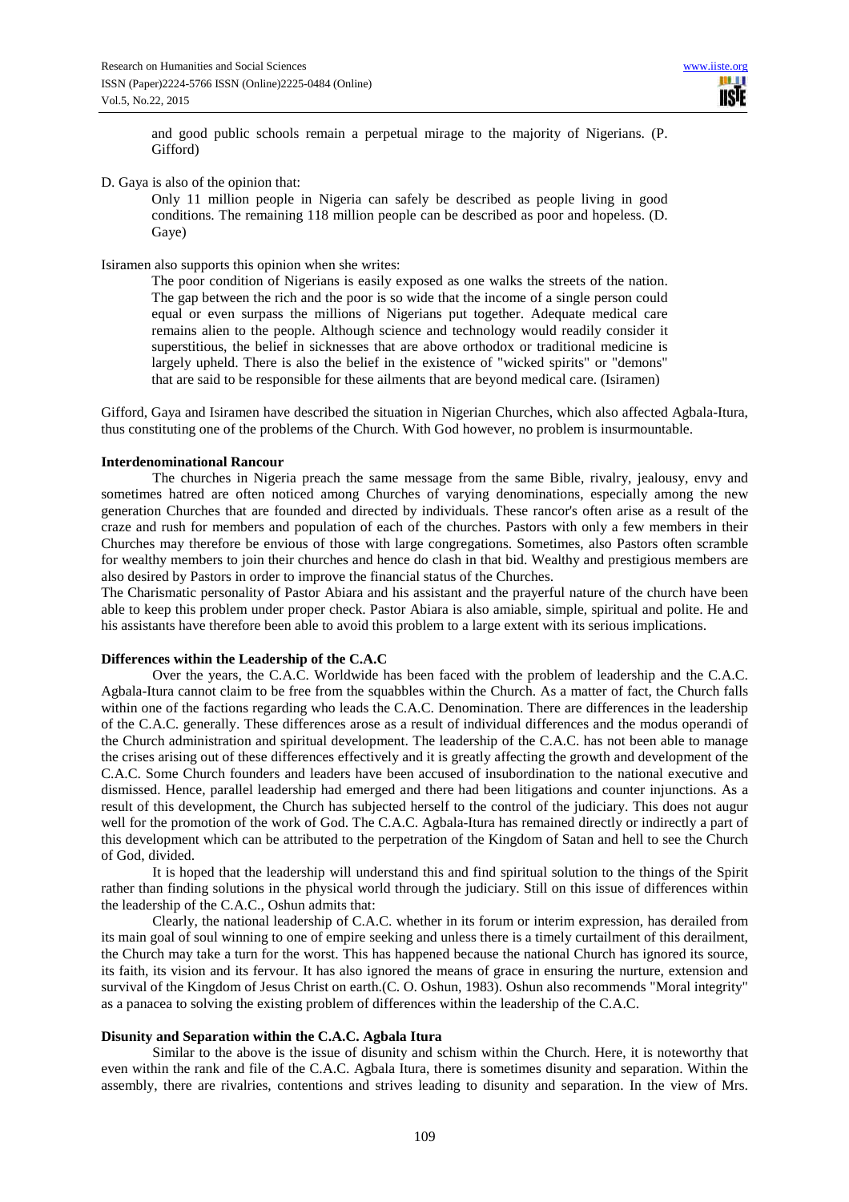> and good public schools remain a perpetual mirage to the majority of Nigerians. (P. Gifford)

D. Gaya is also of the opinion that:

> Only 11 million people in Nigeria can safely be described as people living in good conditions. The remaining 118 million people can be described as poor and hopeless. (D. Gaye)

Isiramen also supports this opinion when she writes:

> The poor condition of Nigerians is easily exposed as one walks the streets of the nation. The gap between the rich and the poor is so wide that the income of a single person could equal or even surpass the millions of Nigerians put together. Adequate medical care remains alien to the people. Although science and technology would readily consider it superstitious, the belief in sicknesses that are above orthodox or traditional medicine is largely upheld. There is also the belief in the existence of "wicked spirits" or "demons" that are said to be responsible for these ailments that are beyond medical care. (Isiramen)

Gifford, Gaya and Isiramen have described the situation in Nigerian Churches, which also affected Agbala-Itura, thus constituting one of the problems of the Church. With God however, no problem is insurmountable.

**Interdenominational Rancour**

The churches in Nigeria preach the same message from the same Bible, rivalry, jealousy, envy and sometimes hatred are often noticed among Churches of varying denominations, especially among the new generation Churches that are founded and directed by individuals. These rancor's often arise as a result of the craze and rush for members and population of each of the churches. Pastors with only a few members in their Churches may therefore be envious of those with large congregations. Sometimes, also Pastors often scramble for wealthy members to join their churches and hence do clash in that bid. Wealthy and prestigious members are also desired by Pastors in order to improve the financial status of the Churches.

The Charismatic personality of Pastor Abiara and his assistant and the prayerful nature of the church have been able to keep this problem under proper check. Pastor Abiara is also amiable, simple, spiritual and polite. He and his assistants have therefore been able to avoid this problem to a large extent with its serious implications.

**Differences within the Leadership of the C.A.C**

Over the years, the C.A.C. Worldwide has been faced with the problem of leadership and the C.A.C. Agbala-Itura cannot claim to be free from the squabbles within the Church. As a matter of fact, the Church falls within one of the factions regarding who leads the C.A.C. Denomination. There are differences in the leadership of the C.A.C. generally. These differences arose as a result of individual differences and the modus operandi of the Church administration and spiritual development. The leadership of the C.A.C. has not been able to manage the crises arising out of these differences effectively and it is greatly affecting the growth and development of the C.A.C. Some Church founders and leaders have been accused of insubordination to the national executive and dismissed. Hence, parallel leadership had emerged and there had been litigations and counter injunctions. As a result of this development, the Church has subjected herself to the control of the judiciary. This does not augur well for the promotion of the work of God. The C.A.C. Agbala-Itura has remained directly or indirectly a part of this development which can be attributed to the perpetration of the Kingdom of Satan and hell to see the Church of God, divided.

It is hoped that the leadership will understand this and find spiritual solution to the things of the Spirit rather than finding solutions in the physical world through the judiciary. Still on this issue of differences within the leadership of the C.A.C., Oshun admits that:

Clearly, the national leadership of C.A.C. whether in its forum or interim expression, has derailed from its main goal of soul winning to one of empire seeking and unless there is a timely curtailment of this derailment, the Church may take a turn for the worst. This has happened because the national Church has ignored its source, its faith, its vision and its fervour. It has also ignored the means of grace in ensuring the nurture, extension and survival of the Kingdom of Jesus Christ on earth.(C. O. Oshun, 1983). Oshun also recommends "Moral integrity" as a panacea to solving the existing problem of differences within the leadership of the C.A.C.

**Disunity and Separation within the C.A.C. Agbala Itura**

Similar to the above is the issue of disunity and schism within the Church. Here, it is noteworthy that even within the rank and file of the C.A.C. Agbala Itura, there is sometimes disunity and separation. Within the assembly, there are rivalries, contentions and strives leading to disunity and separation. In the view of Mrs.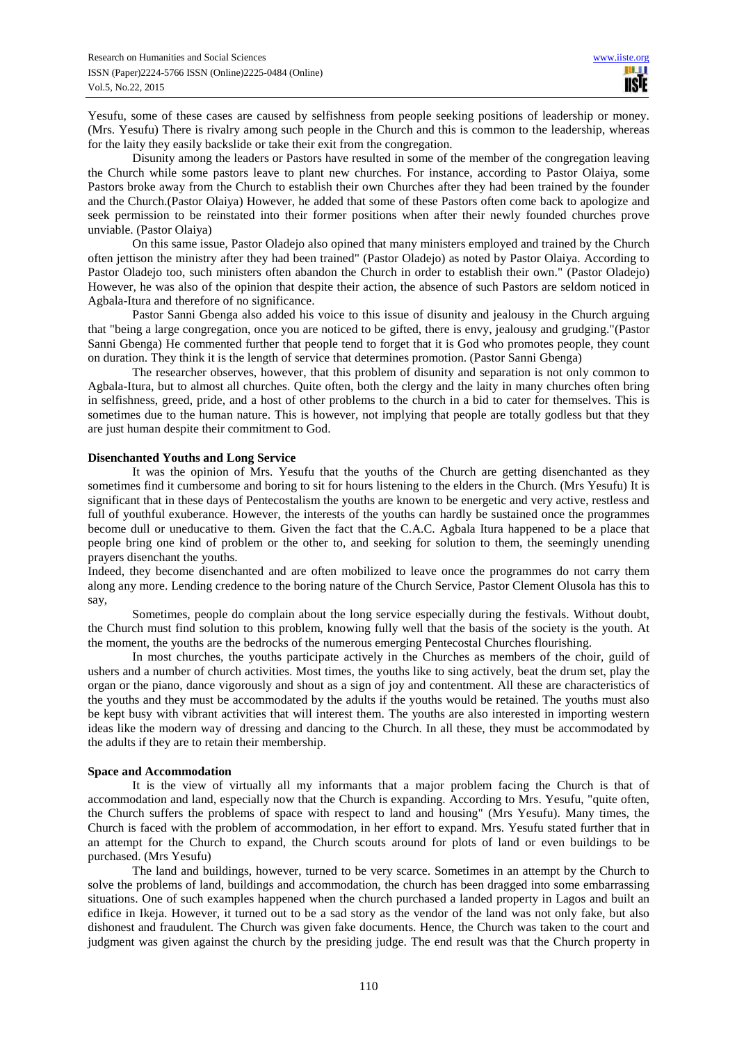Yesufu, some of these cases are caused by selfishness from people seeking positions of leadership or money. (Mrs. Yesufu) There is rivalry among such people in the Church and this is common to the leadership, whereas for the laity they easily backslide or take their exit from the congregation.

Disunity among the leaders or Pastors have resulted in some of the member of the congregation leaving the Church while some pastors leave to plant new churches. For instance, according to Pastor Olaiya, some Pastors broke away from the Church to establish their own Churches after they had been trained by the founder and the Church.(Pastor Olaiya) However, he added that some of these Pastors often come back to apologize and seek permission to be reinstated into their former positions when after their newly founded churches prove unviable. (Pastor Olaiya)

On this same issue, Pastor Oladejo also opined that many ministers employed and trained by the Church often jettison the ministry after they had been trained" (Pastor Oladejo) as noted by Pastor Olaiya. According to Pastor Oladejo too, such ministers often abandon the Church in order to establish their own." (Pastor Oladejo) However, he was also of the opinion that despite their action, the absence of such Pastors are seldom noticed in Agbala-Itura and therefore of no significance.

Pastor Sanni Gbenga also added his voice to this issue of disunity and jealousy in the Church arguing that "being a large congregation, once you are noticed to be gifted, there is envy, jealousy and grudging."(Pastor Sanni Gbenga) He commented further that people tend to forget that it is God who promotes people, they count on duration. They think it is the length of service that determines promotion. (Pastor Sanni Gbenga)

The researcher observes, however, that this problem of disunity and separation is not only common to Agbala-Itura, but to almost all churches. Quite often, both the clergy and the laity in many churches often bring in selfishness, greed, pride, and a host of other problems to the church in a bid to cater for themselves. This is sometimes due to the human nature. This is however, not implying that people are totally godless but that they are just human despite their commitment to God.

**Disenchanted Youths and Long Service**

It was the opinion of Mrs. Yesufu that the youths of the Church are getting disenchanted as they sometimes find it cumbersome and boring to sit for hours listening to the elders in the Church. (Mrs Yesufu) It is significant that in these days of Pentecostalism the youths are known to be energetic and very active, restless and full of youthful exuberance. However, the interests of the youths can hardly be sustained once the programmes become dull or uneducative to them. Given the fact that the C.A.C. Agbala Itura happened to be a place that people bring one kind of problem or the other to, and seeking for solution to them, the seemingly unending prayers disenchant the youths.

Indeed, they become disenchanted and are often mobilized to leave once the programmes do not carry them along any more. Lending credence to the boring nature of the Church Service, Pastor Clement Olusola has this to say,

Sometimes, people do complain about the long service especially during the festivals. Without doubt, the Church must find solution to this problem, knowing fully well that the basis of the society is the youth. At the moment, the youths are the bedrocks of the numerous emerging Pentecostal Churches flourishing.

In most churches, the youths participate actively in the Churches as members of the choir, guild of ushers and a number of church activities. Most times, the youths like to sing actively, beat the drum set, play the organ or the piano, dance vigorously and shout as a sign of joy and contentment. All these are characteristics of the youths and they must be accommodated by the adults if the youths would be retained. The youths must also be kept busy with vibrant activities that will interest them. The youths are also interested in importing western ideas like the modern way of dressing and dancing to the Church. In all these, they must be accommodated by the adults if they are to retain their membership.

**Space and Accommodation**

It is the view of virtually all my informants that a major problem facing the Church is that of accommodation and land, especially now that the Church is expanding. According to Mrs. Yesufu, "quite often, the Church suffers the problems of space with respect to land and housing" (Mrs Yesufu). Many times, the Church is faced with the problem of accommodation, in her effort to expand. Mrs. Yesufu stated further that in an attempt for the Church to expand, the Church scouts around for plots of land or even buildings to be purchased. (Mrs Yesufu)

The land and buildings, however, turned to be very scarce. Sometimes in an attempt by the Church to solve the problems of land, buildings and accommodation, the church has been dragged into some embarrassing situations. One of such examples happened when the church purchased a landed property in Lagos and built an edifice in Ikeja. However, it turned out to be a sad story as the vendor of the land was not only fake, but also dishonest and fraudulent. The Church was given fake documents. Hence, the Church was taken to the court and judgment was given against the church by the presiding judge. The end result was that the Church property in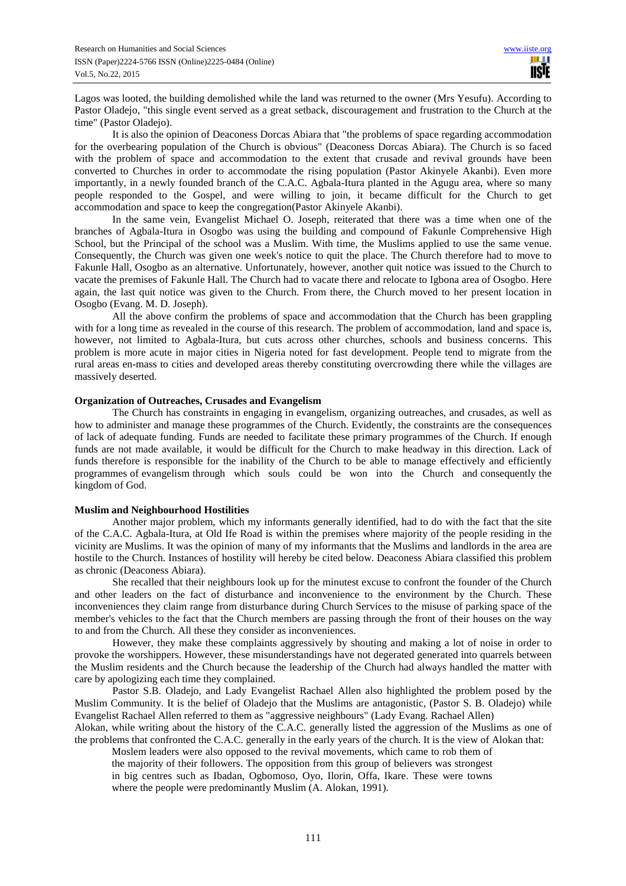Lagos was looted, the building demolished while the land was returned to the owner (Mrs Yesufu). According to Pastor Oladejo, "this single event served as a great setback, discouragement and frustration to the Church at the time" (Pastor Oladejo).

It is also the opinion of Deaconess Dorcas Abiara that "the problems of space regarding accommodation for the overbearing population of the Church is obvious" (Deaconess Dorcas Abiara). The Church is so faced with the problem of space and accommodation to the extent that crusade and revival grounds have been converted to Churches in order to accommodate the rising population (Pastor Akinyele Akanbi). Even more importantly, in a newly founded branch of the C.A.C. Agbala-Itura planted in the Agugu area, where so many people responded to the Gospel, and were willing to join, it became difficult for the Church to get accommodation and space to keep the congregation(Pastor Akinyele Akanbi).

In the same vein, Evangelist Michael O. Joseph, reiterated that there was a time when one of the branches of Agbala-Itura in Osogbo was using the building and compound of Fakunle Comprehensive High School, but the Principal of the school was a Muslim. With time, the Muslims applied to use the same venue. Consequently, the Church was given one week's notice to quit the place. The Church therefore had to move to Fakunle Hall, Osogbo as an alternative. Unfortunately, however, another quit notice was issued to the Church to vacate the premises of Fakunle Hall. The Church had to vacate there and relocate to Igbona area of Osogbo. Here again, the last quit notice was given to the Church. From there, the Church moved to her present location in Osogbo (Evang. M. D. Joseph).

All the above confirm the problems of space and accommodation that the Church has been grappling with for a long time as revealed in the course of this research. The problem of accommodation, land and space is, however, not limited to Agbala-Itura, but cuts across other churches, schools and business concerns. This problem is more acute in major cities in Nigeria noted for fast development. People tend to migrate from the rural areas en-mass to cities and developed areas thereby constituting overcrowding there while the villages are massively deserted.

**Organization of Outreaches, Crusades and Evangelism**

The Church has constraints in engaging in evangelism, organizing outreaches, and crusades, as well as how to administer and manage these programmes of the Church. Evidently, the constraints are the consequences of lack of adequate funding. Funds are needed to facilitate these primary programmes of the Church. If enough funds are not made available, it would be difficult for the Church to make headway in this direction. Lack of funds therefore is responsible for the inability of the Church to be able to manage effectively and efficiently programmes of evangelism through which souls could be won into the Church and consequently the kingdom of God.

**Muslim and Neighbourhood Hostilities**

Another major problem, which my informants generally identified, had to do with the fact that the site of the C.A.C. Agbala-Itura, at Old Ife Road is within the premises where majority of the people residing in the vicinity are Muslims. It was the opinion of many of my informants that the Muslims and landlords in the area are hostile to the Church. Instances of hostility will hereby be cited below. Deaconess Abiara classified this problem as chronic (Deaconess Abiara).

She recalled that their neighbours look up for the minutest excuse to confront the founder of the Church and other leaders on the fact of disturbance and inconvenience to the environment by the Church. These inconveniences they claim range from disturbance during Church Services to the misuse of parking space of the member's vehicles to the fact that the Church members are passing through the front of their houses on the way to and from the Church. All these they consider as inconveniences.

However, they make these complaints aggressively by shouting and making a lot of noise in order to provoke the worshippers. However, these misunderstandings have not degerated generated into quarrels between the Muslim residents and the Church because the leadership of the Church had always handled the matter with care by apologizing each time they complained.

Pastor S.B. Oladejo, and Lady Evangelist Rachael Allen also highlighted the problem posed by the Muslim Community. It is the belief of Oladejo that the Muslims are antagonistic, (Pastor S. B. Oladejo) while Evangelist Rachael Allen referred to them as "aggressive neighbours" (Lady Evang. Rachael Allen)

Alokan, while writing about the history of the C.A.C. generally listed the aggression of the Muslims as one of the problems that confronted the C.A.C. generally in the early years of the church. It is the view of Alokan that:

> Moslem leaders were also opposed to the revival movements, which came to rob them of the majority of their followers. The opposition from this group of believers was strongest in big centres such as Ibadan, Ogbomoso, Oyo, Ilorin, Offa, Ikare. These were towns where the people were predominantly Muslim (A. Alokan, 1991).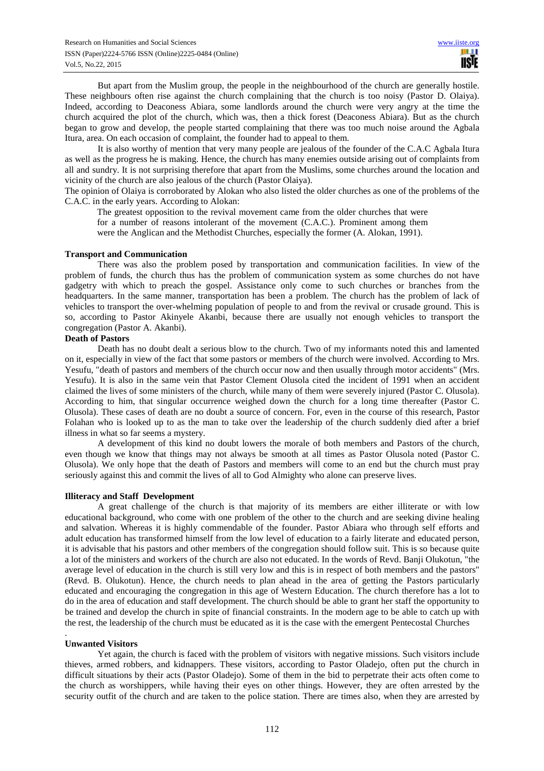But apart from the Muslim group, the people in the neighbourhood of the church are generally hostile. These neighbours often rise against the church complaining that the church is too noisy (Pastor D. Olaiya). Indeed, according to Deaconess Abiara, some landlords around the church were very angry at the time the church acquired the plot of the church, which was, then a thick forest (Deaconess Abiara). But as the church began to grow and develop, the people started complaining that there was too much noise around the Agbala Itura, area. On each occasion of complaint, the founder had to appeal to them.

It is also worthy of mention that very many people are jealous of the founder of the C.A.C Agbala Itura as well as the progress he is making. Hence, the church has many enemies outside arising out of complaints from all and sundry. It is not surprising therefore that apart from the Muslims, some churches around the location and vicinity of the church are also jealous of the church (Pastor Olaiya).

The opinion of Olaiya is corroborated by Alokan who also listed the older churches as one of the problems of the C.A.C. in the early years. According to Alokan:

> The greatest opposition to the revival movement came from the older churches that were for a number of reasons intolerant of the movement (C.A.C.). Prominent among them were the Anglican and the Methodist Churches, especially the former (A. Alokan, 1991).

**Transport and Communication**

There was also the problem posed by transportation and communication facilities. In view of the problem of funds, the church thus has the problem of communication system as some churches do not have gadgetry with which to preach the gospel. Assistance only come to such churches or branches from the headquarters. In the same manner, transportation has been a problem. The church has the problem of lack of vehicles to transport the over-whelming population of people to and from the revival or crusade ground. This is so, according to Pastor Akinyele Akanbi, because there are usually not enough vehicles to transport the congregation (Pastor A. Akanbi).

**Death of Pastors**

Death has no doubt dealt a serious blow to the church. Two of my informants noted this and lamented on it, especially in view of the fact that some pastors or members of the church were involved. According to Mrs. Yesufu, "death of pastors and members of the church occur now and then usually through motor accidents" (Mrs. Yesufu). It is also in the same vein that Pastor Clement Olusola cited the incident of 1991 when an accident claimed the lives of some ministers of the church, while many of them were severely injured (Pastor C. Olusola). According to him, that singular occurrence weighed down the church for a long time thereafter (Pastor C. Olusola). These cases of death are no doubt a source of concern. For, even in the course of this research, Pastor Folahan who is looked up to as the man to take over the leadership of the church suddenly died after a brief illness in what so far seems a mystery.

A development of this kind no doubt lowers the morale of both members and Pastors of the church, even though we know that things may not always be smooth at all times as Pastor Olusola noted (Pastor C. Olusola). We only hope that the death of Pastors and members will come to an end but the church must pray seriously against this and commit the lives of all to God Almighty who alone can preserve lives.

**Illiteracy and Staff Development**

A great challenge of the church is that majority of its members are either illiterate or with low educational background, who come with one problem of the other to the church and are seeking divine healing and salvation. Whereas it is highly commendable of the founder. Pastor Abiara who through self efforts and adult education has transformed himself from the low level of education to a fairly literate and educated person, it is advisable that his pastors and other members of the congregation should follow suit. This is so because quite a lot of the ministers and workers of the church are also not educated. In the words of Revd. Banji Olukotun, "the average level of education in the church is still very low and this is in respect of both members and the pastors" (Revd. B. Olukotun). Hence, the church needs to plan ahead in the area of getting the Pastors particularly educated and encouraging the congregation in this age of Western Education. The church therefore has a lot to do in the area of education and staff development. The church should be able to grant her staff the opportunity to be trained and develop the church in spite of financial constraints. In the modern age to be able to catch up with the rest, the leadership of the church must be educated as it is the case with the emergent Pentecostal Churches

.

**Unwanted Visitors**

Yet again, the church is faced with the problem of visitors with negative missions. Such visitors include thieves, armed robbers, and kidnappers. These visitors, according to Pastor Oladejo, often put the church in difficult situations by their acts (Pastor Oladejo). Some of them in the bid to perpetrate their acts often come to the church as worshippers, while having their eyes on other things. However, they are often arrested by the security outfit of the church and are taken to the police station. There are times also, when they are arrested by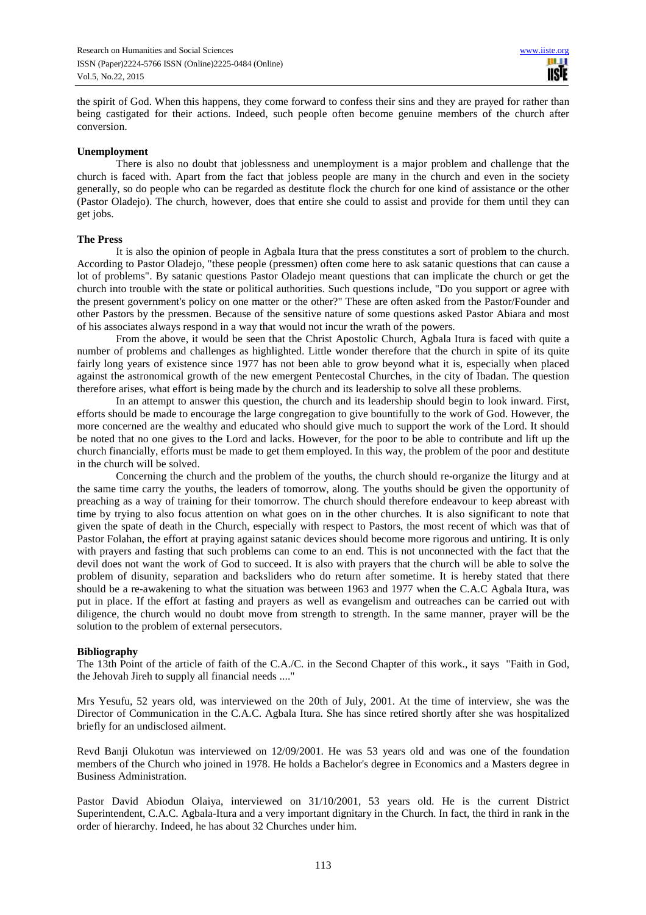the spirit of God. When this happens, they come forward to confess their sins and they are prayed for rather than being castigated for their actions. Indeed, such people often become genuine members of the church after conversion.

### Unemployment

There is also no doubt that joblessness and unemployment is a major problem and challenge that the church is faced with. Apart from the fact that jobless people are many in the church and even in the society generally, so do people who can be regarded as destitute flock the church for one kind of assistance or the other (Pastor Oladejo). The church, however, does that entire she could to assist and provide for them until they can get jobs.

### The Press

It is also the opinion of people in Agbala Itura that the press constitutes a sort of problem to the church. According to Pastor Oladejo, "these people (pressmen) often come here to ask satanic questions that can cause a lot of problems". By satanic questions Pastor Oladejo meant questions that can implicate the church or get the church into trouble with the state or political authorities. Such questions include, "Do you support or agree with the present government's policy on one matter or the other?" These are often asked from the Pastor/Founder and other Pastors by the pressmen. Because of the sensitive nature of some questions asked Pastor Abiara and most of his associates always respond in a way that would not incur the wrath of the powers.

From the above, it would be seen that the Christ Apostolic Church, Agbala Itura is faced with quite a number of problems and challenges as highlighted. Little wonder therefore that the church in spite of its quite fairly long years of existence since 1977 has not been able to grow beyond what it is, especially when placed against the astronomical growth of the new emergent Pentecostal Churches, in the city of Ibadan. The question therefore arises, what effort is being made by the church and its leadership to solve all these problems.

In an attempt to answer this question, the church and its leadership should begin to look inward. First, efforts should be made to encourage the large congregation to give bountifully to the work of God. However, the more concerned are the wealthy and educated who should give much to support the work of the Lord. It should be noted that no one gives to the Lord and lacks. However, for the poor to be able to contribute and lift up the church financially, efforts must be made to get them employed. In this way, the problem of the poor and destitute in the church will be solved.

Concerning the church and the problem of the youths, the church should re-organize the liturgy and at the same time carry the youths, the leaders of tomorrow, along. The youths should be given the opportunity of preaching as a way of training for their tomorrow. The church should therefore endeavour to keep abreast with time by trying to also focus attention on what goes on in the other churches. It is also significant to note that given the spate of death in the Church, especially with respect to Pastors, the most recent of which was that of Pastor Folahan, the effort at praying against satanic devices should become more rigorous and untiring. It is only with prayers and fasting that such problems can come to an end. This is not unconnected with the fact that the devil does not want the work of God to succeed. It is also with prayers that the church will be able to solve the problem of disunity, separation and backsliders who do return after sometime. It is hereby stated that there should be a re-awakening to what the situation was between 1963 and 1977 when the C.A.C Agbala Itura, was put in place. If the effort at fasting and prayers as well as evangelism and outreaches can be carried out with diligence, the church would no doubt move from strength to strength. In the same manner, prayer will be the solution to the problem of external persecutors.

### Bibliography

The 13th Point of the article of faith of the C.A./C. in the Second Chapter of this work., it says "Faith in God, the Jehovah Jireh to supply all financial needs ...."

Mrs Yesufu, 52 years old, was interviewed on the 20th of July, 2001. At the time of interview, she was the Director of Communication in the C.A.C. Agbala Itura. She has since retired shortly after she was hospitalized briefly for an undisclosed ailment.

Revd Banji Olukotun was interviewed on 12/09/2001. He was 53 years old and was one of the foundation members of the Church who joined in 1978. He holds a Bachelor's degree in Economics and a Masters degree in Business Administration.

Pastor David Abiodun Olaiya, interviewed on 31/10/2001, 53 years old. He is the current District Superintendent, C.A.C. Agbala-Itura and a very important dignitary in the Church. In fact, the third in rank in the order of hierarchy. Indeed, he has about 32 Churches under him.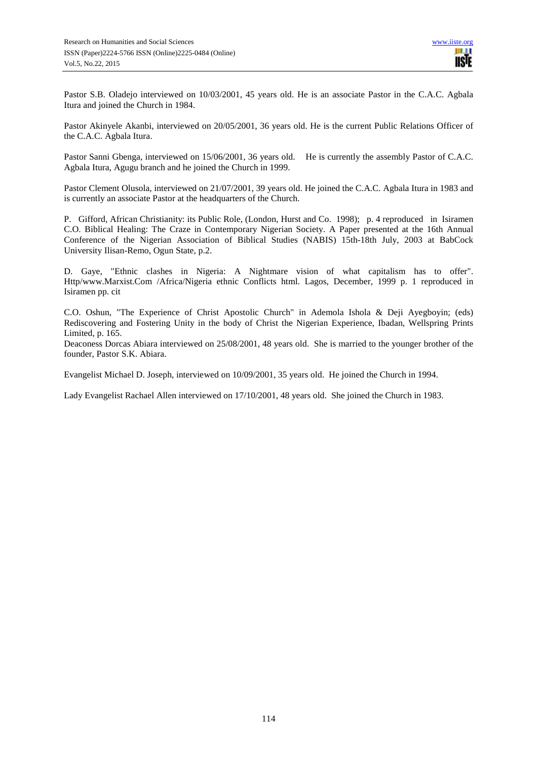Pastor S.B. Oladejo interviewed on 10/03/2001, 45 years old. He is an associate Pastor in the C.A.C. Agbala Itura and joined the Church in 1984.

Pastor Akinyele Akanbi, interviewed on 20/05/2001, 36 years old. He is the current Public Relations Officer of the C.A.C. Agbala Itura.

Pastor Sanni Gbenga, interviewed on 15/06/2001, 36 years old. He is currently the assembly Pastor of C.A.C. Agbala Itura, Agugu branch and he joined the Church in 1999.

Pastor Clement Olusola, interviewed on 21/07/2001, 39 years old. He joined the C.A.C. Agbala Itura in 1983 and is currently an associate Pastor at the headquarters of the Church.

P. Gifford, African Christianity: its Public Role, (London, Hurst and Co. 1998); p. 4 reproduced in Isiramen C.O. Biblical Healing: The Craze in Contemporary Nigerian Society. A Paper presented at the 16th Annual Conference of the Nigerian Association of Biblical Studies (NABIS) 15th-18th July, 2003 at BabCock University Ilisan-Remo, Ogun State, p.2.

D. Gaye, "Ethnic clashes in Nigeria: A Nightmare vision of what capitalism has to offer". Http/www.Marxist.Com /Africa/Nigeria ethnic Conflicts html. Lagos, December, 1999 p. 1 reproduced in Isiramen pp. cit

C.O. Oshun, "The Experience of Christ Apostolic Church" in Ademola Ishola & Deji Ayegboyin; (eds) Rediscovering and Fostering Unity in the body of Christ the Nigerian Experience, Ibadan, Wellspring Prints Limited, p. 165.

Deaconess Dorcas Abiara interviewed on 25/08/2001, 48 years old. She is married to the younger brother of the founder, Pastor S.K. Abiara.

Evangelist Michael D. Joseph, interviewed on 10/09/2001, 35 years old. He joined the Church in 1994.

Lady Evangelist Rachael Allen interviewed on 17/10/2001, 48 years old. She joined the Church in 1983.